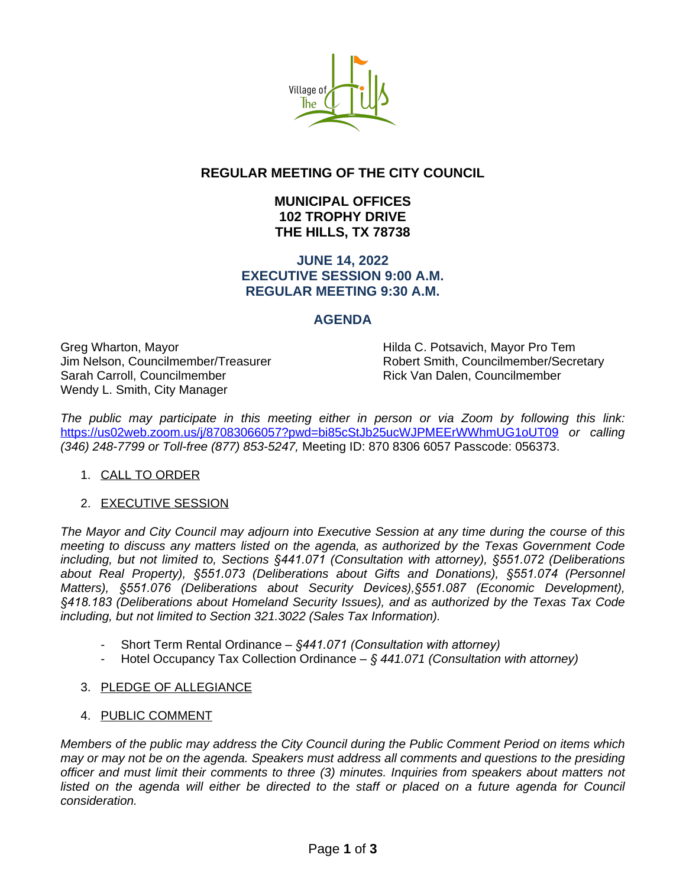# REGULAR MEETING OF THE CITY COUNCIL

## MUNICIPAL OFFICES
## 102 TROPHY DRIVE
## THE HILLS, TX 78738

## JUNE 14, 2022
## EXECUTIVE SESSION 9:00 A.M.
## REGULAR MEETING 9:30 A.M.

## AGENDA

Greg Wharton, Mayor
Hilda C. Potsavich, Mayor Pro Tem
Jim Nelson, Councilmember/Treasurer
Robert Smith, Councilmember/Secretary
Sarah Carroll, Councilmember
Rick Van Dalen, Councilmember
Wendy L. Smith, City Manager

*The public may participate in this meeting either in person or via Zoom by following this link:* [https://us02web.zoom.us/j/87083066057?pwd=bi85cStJb25ucWJPMEErWWhmUG1oUT09](https://us02web.zoom.us/j/87083066057?pwd=bi85cStJb25ucWJPMEErWWhmUG1oUT09) *or calling (346) 248-7799 or Toll-free (877) 853-5247,* Meeting ID: 870 8306 6057 Passcode: 056373.

1. <u>CALL TO ORDER</u>

2. <u>EXECUTIVE SESSION</u>

*The Mayor and City Council may adjourn into Executive Session at any time during the course of this meeting to discuss any matters listed on the agenda, as authorized by the Texas Government Code including, but not limited to, Sections §441.071 (Consultation with attorney), §551.072 (Deliberations about Real Property), §551.073 (Deliberations about Gifts and Donations), §551.074 (Personnel Matters), §551.076 (Deliberations about Security Devices),§551.087 (Economic Development), §418.183 (Deliberations about Homeland Security Issues), and as authorized by the Texas Tax Code including, but not limited to Section 321.3022 (Sales Tax Information).*

- Short Term Rental Ordinance – *§441.071 (Consultation with attorney)*
- Hotel Occupancy Tax Collection Ordinance – *§ 441.071 (Consultation with attorney)*

3. <u>PLEDGE OF ALLEGIANCE</u>

4. <u>PUBLIC COMMENT</u>

*Members of the public may address the City Council during the Public Comment Period on items which may or may not be on the agenda. Speakers must address all comments and questions to the presiding officer and must limit their comments to three (3) minutes. Inquiries from speakers about matters not listed on the agenda will either be directed to the staff or placed on a future agenda for Council consideration.*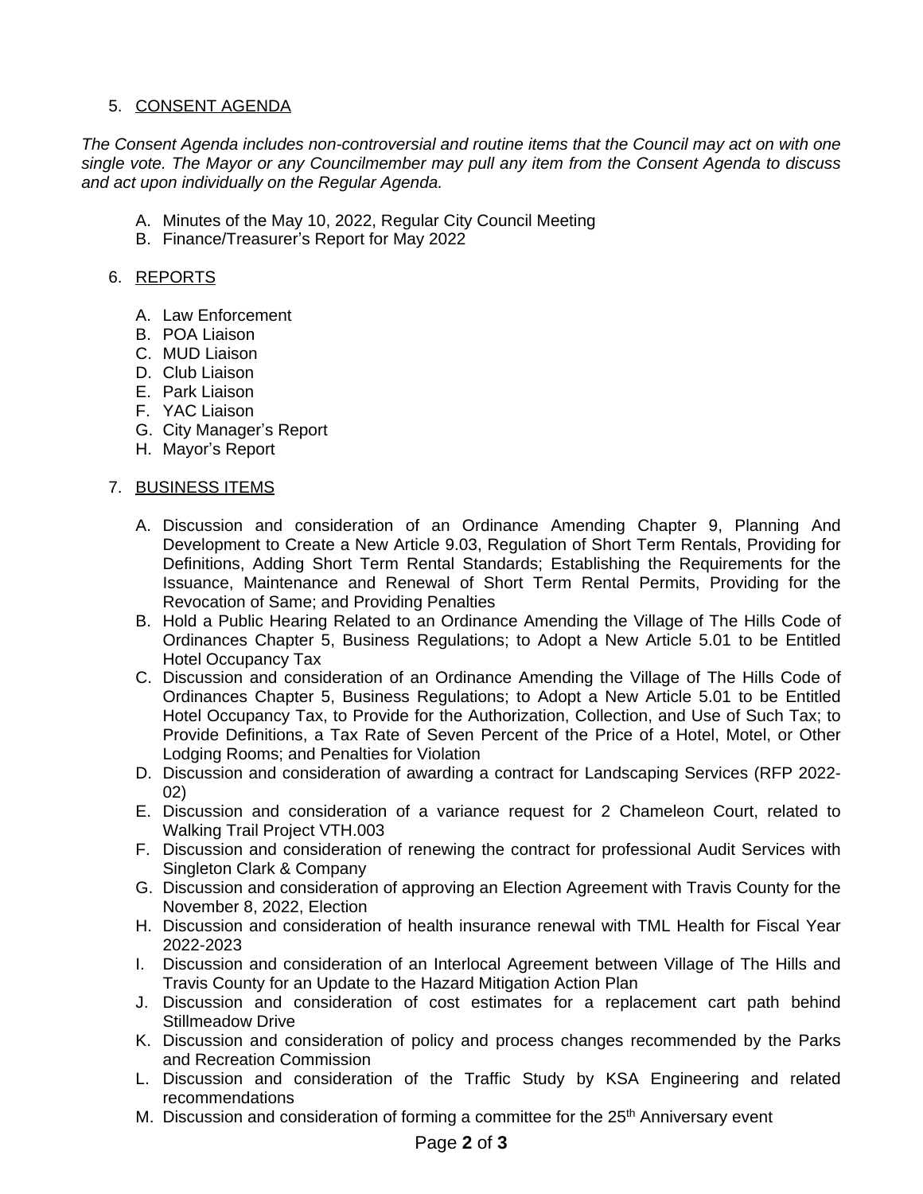5. <u>CONSENT AGENDA</u>

*The Consent Agenda includes non-controversial and routine items that the Council may act on with one single vote. The Mayor or any Councilmember may pull any item from the Consent Agenda to discuss and act upon individually on the Regular Agenda.*

   A. Minutes of the May 10, 2022, Regular City Council Meeting
   B. Finance/Treasurer's Report for May 2022

6. <u>REPORTS</u>

   A. Law Enforcement
   B. POA Liaison
   C. MUD Liaison
   D. Club Liaison
   E. Park Liaison
   F. YAC Liaison
   G. City Manager's Report
   H. Mayor's Report

7. <u>BUSINESS ITEMS</u>

   A. Discussion and consideration of an Ordinance Amending Chapter 9, Planning And Development to Create a New Article 9.03, Regulation of Short Term Rentals, Providing for Definitions, Adding Short Term Rental Standards; Establishing the Requirements for the Issuance, Maintenance and Renewal of Short Term Rental Permits, Providing for the Revocation of Same; and Providing Penalties
   B. Hold a Public Hearing Related to an Ordinance Amending the Village of The Hills Code of Ordinances Chapter 5, Business Regulations; to Adopt a New Article 5.01 to be Entitled Hotel Occupancy Tax
   C. Discussion and consideration of an Ordinance Amending the Village of The Hills Code of Ordinances Chapter 5, Business Regulations; to Adopt a New Article 5.01 to be Entitled Hotel Occupancy Tax, to Provide for the Authorization, Collection, and Use of Such Tax; to Provide Definitions, a Tax Rate of Seven Percent of the Price of a Hotel, Motel, or Other Lodging Rooms; and Penalties for Violation
   D. Discussion and consideration of awarding a contract for Landscaping Services (RFP 2022-02)
   E. Discussion and consideration of a variance request for 2 Chameleon Court, related to Walking Trail Project VTH.003
   F. Discussion and consideration of renewing the contract for professional Audit Services with Singleton Clark & Company
   G. Discussion and consideration of approving an Election Agreement with Travis County for the November 8, 2022, Election
   H. Discussion and consideration of health insurance renewal with TML Health for Fiscal Year 2022-2023
   I. Discussion and consideration of an Interlocal Agreement between Village of The Hills and Travis County for an Update to the Hazard Mitigation Action Plan
   J. Discussion and consideration of cost estimates for a replacement cart path behind Stillmeadow Drive
   K. Discussion and consideration of policy and process changes recommended by the Parks and Recreation Commission
   L. Discussion and consideration of the Traffic Study by KSA Engineering and related recommendations
   M. Discussion and consideration of forming a committee for the 25th Anniversary event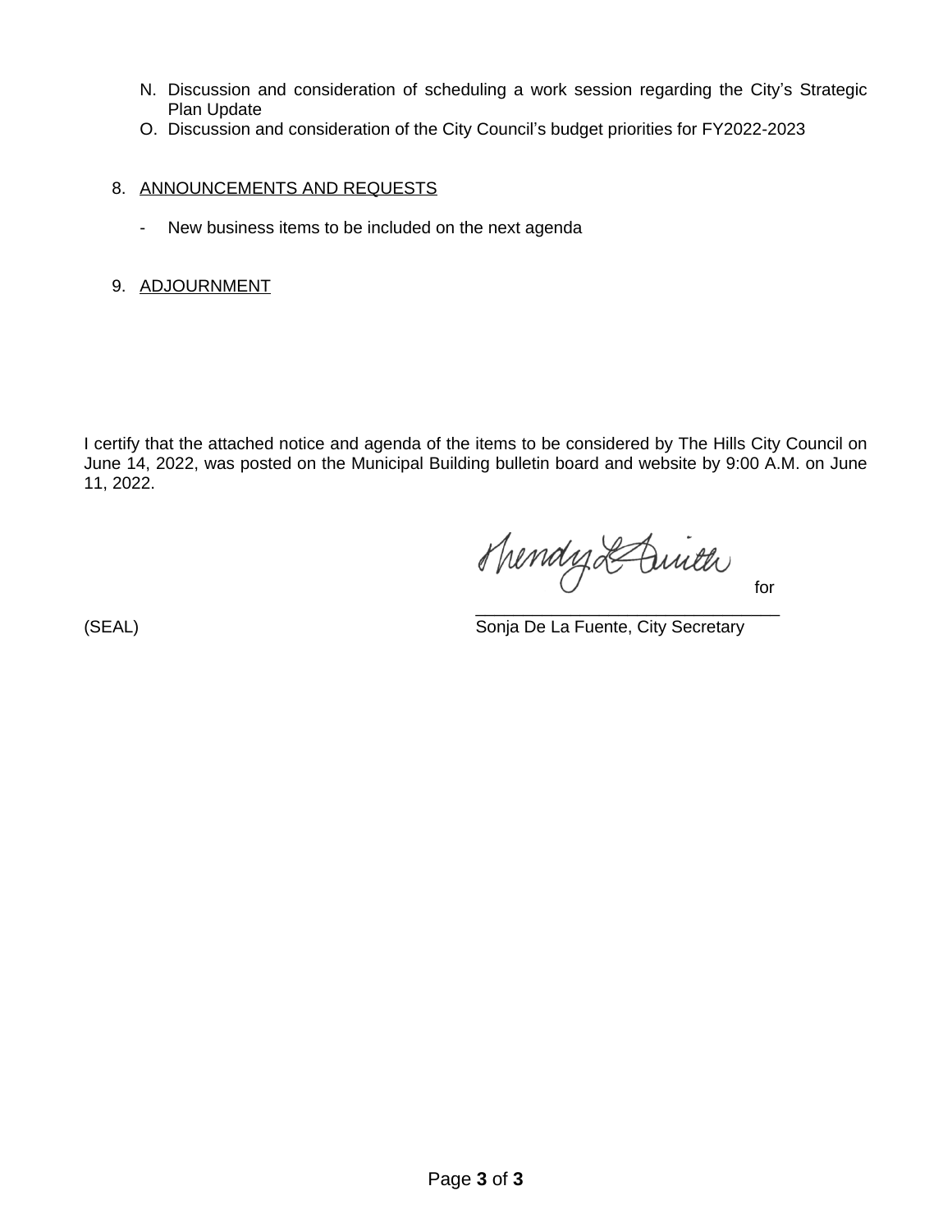N. Discussion and consideration of scheduling a work session regarding the City's Strategic Plan Update
O. Discussion and consideration of the City Council's budget priorities for FY2022-2023

8. ANNOUNCEMENTS AND REQUESTS

- New business items to be included on the next agenda

9. ADJOURNMENT

I certify that the attached notice and agenda of the items to be considered by The Hills City Council on June 14, 2022, was posted on the Municipal Building bulletin board and website by 9:00 A.M. on June 11, 2022.

Shendy L Smith for

(SEAL) _________________________________
Sonja De La Fuente, City Secretary